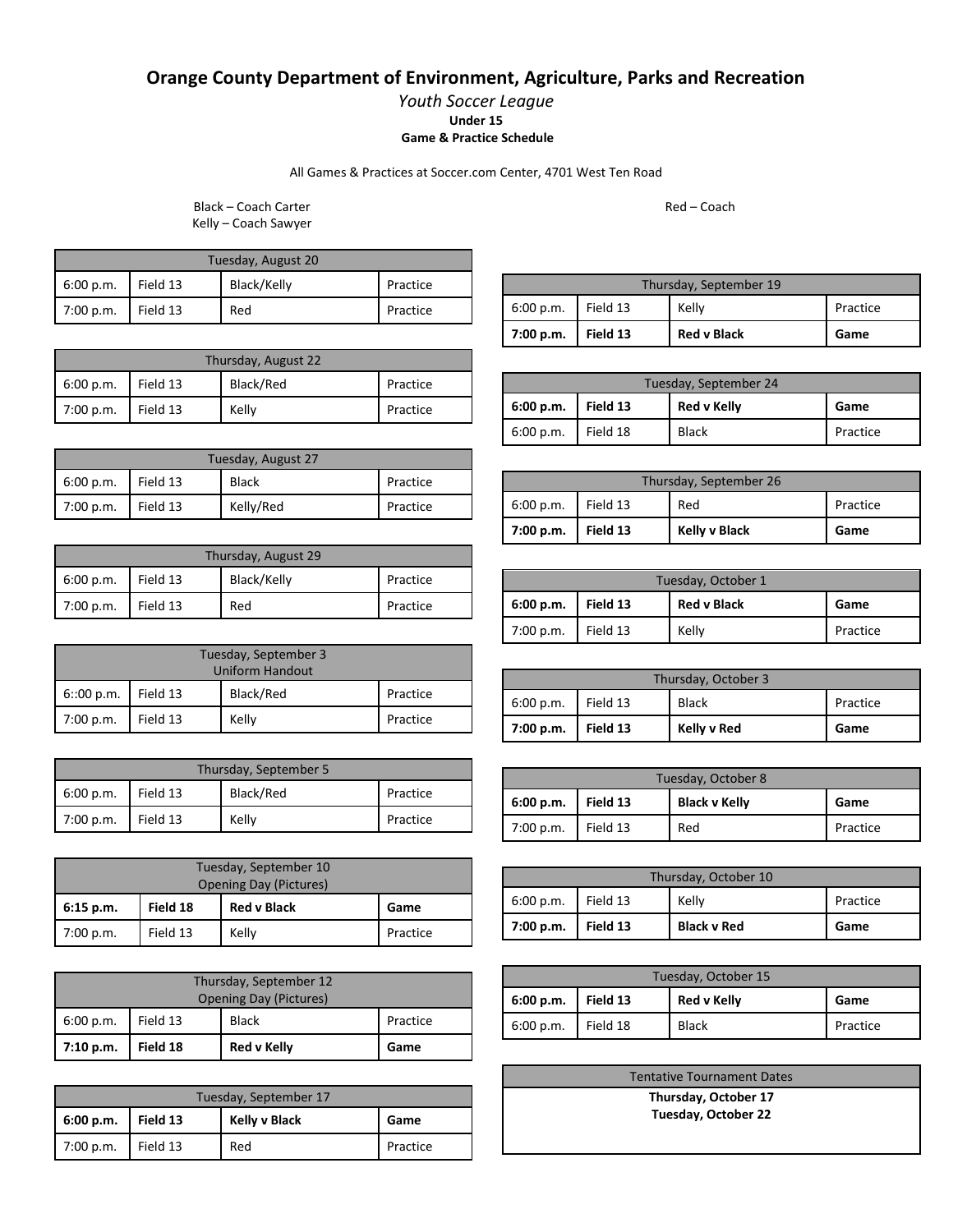# Orange County Department of Environment, Agriculture, Parks and Recreation

*Youth Soccer League*

**Under 15**

**Game & Practice Schedule**

All Games & Practices at Soccer.com Center, 4701 West Ten Road

Black – Coach Carter
Kelly – Coach Sawyer

Red – Coach

| Tuesday, August 20 | | | |
|---|---|---|---|
| 6:00 p.m. | Field 13 | Black/Kelly | Practice |
| 7:00 p.m. | Field 13 | Red | Practice |

| Thursday, August 22 | | | |
|---|---|---|---|
| 6:00 p.m. | Field 13 | Black/Red | Practice |
| 7:00 p.m. | Field 13 | Kelly | Practice |

| Tuesday, August 27 | | | |
|---|---|---|---|
| 6:00 p.m. | Field 13 | Black | Practice |
| 7:00 p.m. | Field 13 | Kelly/Red | Practice |

| Thursday, August 29 | | | |
|---|---|---|---|
| 6:00 p.m. | Field 13 | Black/Kelly | Practice |
| 7:00 p.m. | Field 13 | Red | Practice |

| Tuesday, September 3 Uniform Handout | | | |
|---|---|---|---|
| 6::00 p.m. | Field 13 | Black/Red | Practice |
| 7:00 p.m. | Field 13 | Kelly | Practice |

| Thursday, September 5 | | | |
|---|---|---|---|
| 6:00 p.m. | Field 13 | Black/Red | Practice |
| 7:00 p.m. | Field 13 | Kelly | Practice |

| Tuesday, September 10 Opening Day (Pictures) | | | |
|---|---|---|---|
| **6:15 p.m.** | **Field 18** | **Red v Black** | **Game** |
| 7:00 p.m. | Field 13 | Kelly | Practice |

| Thursday, September 12 Opening Day (Pictures) | | | |
|---|---|---|---|
| 6:00 p.m. | Field 13 | Black | Practice |
| **7:10 p.m.** | **Field 18** | **Red v Kelly** | **Game** |

| Tuesday, September 17 | | | |
|---|---|---|---|
| **6:00 p.m.** | **Field 13** | **Kelly v Black** | **Game** |
| 7:00 p.m. | Field 13 | Red | Practice |

| Thursday, September 19 | | | |
|---|---|---|---|
| 6:00 p.m. | Field 13 | Kelly | Practice |
| **7:00 p.m.** | **Field 13** | **Red v Black** | **Game** |

| Tuesday, September 24 | | | |
|---|---|---|---|
| **6:00 p.m.** | **Field 13** | **Red v Kelly** | **Game** |
| 6:00 p.m. | Field 18 | Black | Practice |

| Thursday, September 26 | | | |
|---|---|---|---|
| 6:00 p.m. | Field 13 | Red | Practice |
| **7:00 p.m.** | **Field 13** | **Kelly v Black** | **Game** |

| Tuesday, October 1 | | | |
|---|---|---|---|
| **6:00 p.m.** | **Field 13** | **Red v Black** | **Game** |
| 7:00 p.m. | Field 13 | Kelly | Practice |

| Thursday, October 3 | | | |
|---|---|---|---|
| 6:00 p.m. | Field 13 | Black | Practice |
| **7:00 p.m.** | **Field 13** | **Kelly v Red** | **Game** |

| Tuesday, October 8 | | | |
|---|---|---|---|
| **6:00 p.m.** | **Field 13** | **Black v Kelly** | **Game** |
| 7:00 p.m. | Field 13 | Red | Practice |

| Thursday, October 10 | | | |
|---|---|---|---|
| 6:00 p.m. | Field 13 | Kelly | Practice |
| **7:00 p.m.** | **Field 13** | **Black v Red** | **Game** |

| Tuesday, October 15 | | | |
|---|---|---|---|
| **6:00 p.m.** | **Field 13** | **Red v Kelly** | **Game** |
| 6:00 p.m. | Field 18 | Black | Practice |

| Tentative Tournament Dates |
|---|
| **Thursday, October 17** |
| **Tuesday, October 22** |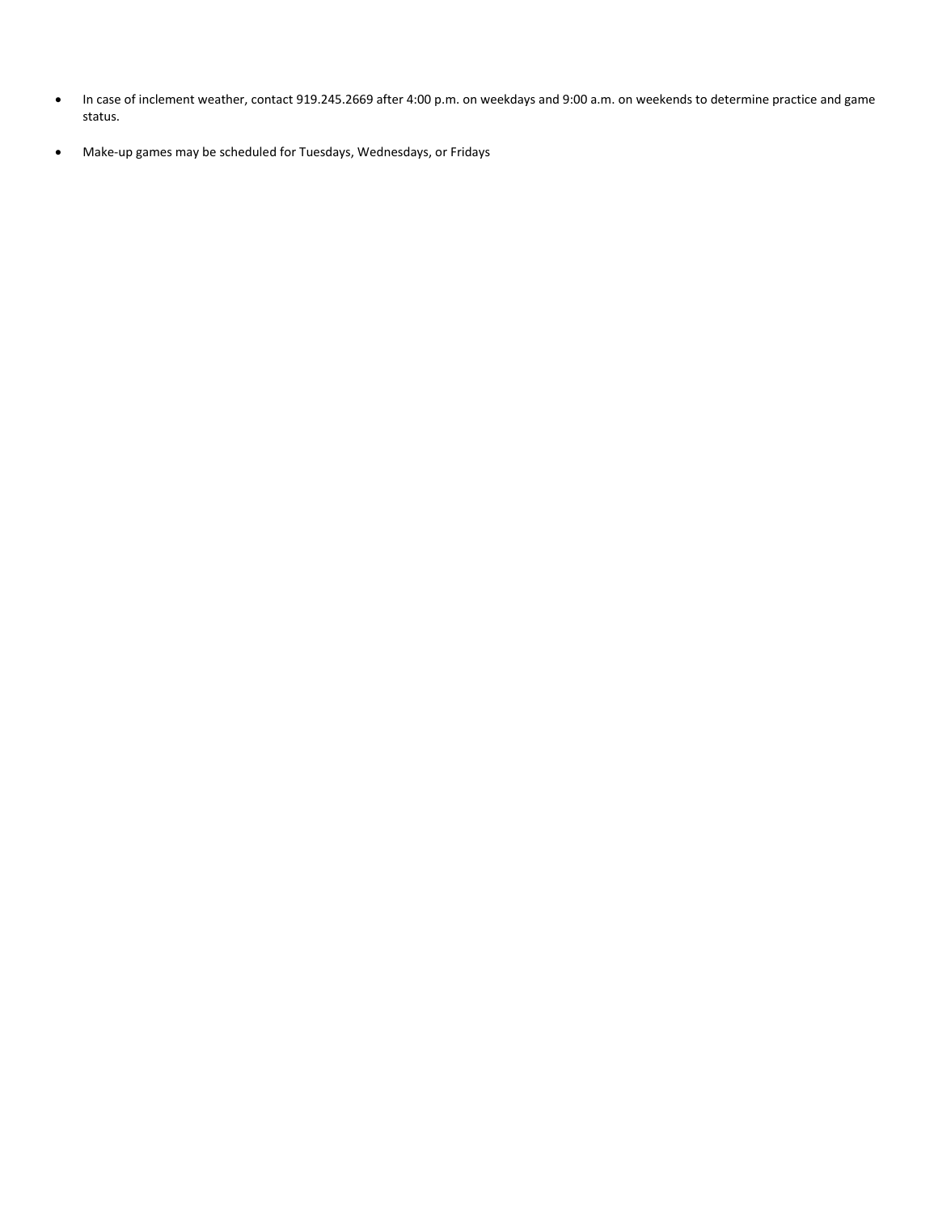- In case of inclement weather, contact 919.245.2669 after 4:00 p.m. on weekdays and 9:00 a.m. on weekends to determine practice and game status.

- Make-up games may be scheduled for Tuesdays, Wednesdays, or Fridays